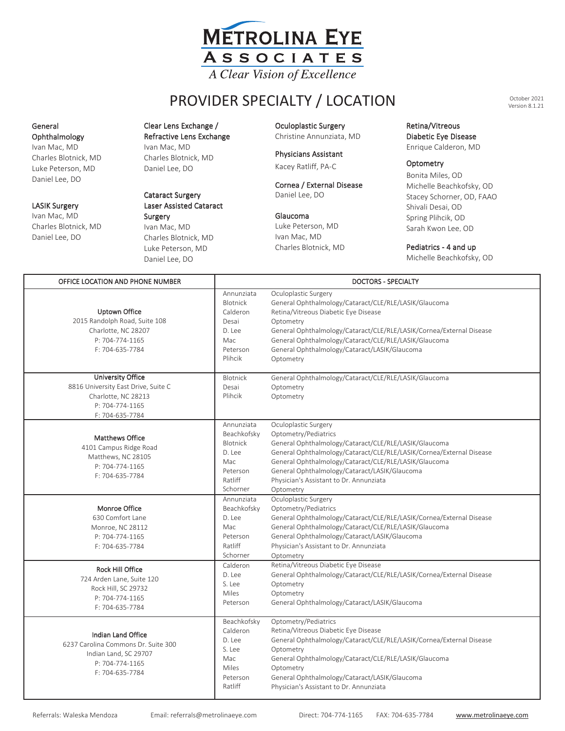# METROLINA EYE ASSOCIATES

*A Clear Vision of Excellence*

## PROVIDER SPECIALTY / LOCATION

October 2021
Version 8.1.21

**General Ophthalmology**
Ivan Mac, MD
Charles Blotnick, MD
Luke Peterson, MD
Daniel Lee, DO

**LASIK Surgery**
Ivan Mac, MD
Charles Blotnick, MD
Daniel Lee, DO

**Clear Lens Exchange / Refractive Lens Exchange**
Ivan Mac, MD
Charles Blotnick, MD
Daniel Lee, DO

**Cataract Surgery Laser Assisted Cataract Surgery**
Ivan Mac, MD
Charles Blotnick, MD
Luke Peterson, MD
Daniel Lee, DO

**Oculoplastic Surgery**
Christine Annunziata, MD

**Physicians Assistant**
Kacey Ratliff, PA-C

**Cornea / External Disease**
Daniel Lee, DO

**Glaucoma**
Luke Peterson, MD
Ivan Mac, MD
Charles Blotnick, MD

**Retina/Vitreous Diabetic Eye Disease**
Enrique Calderon, MD

**Optometry**
Bonita Miles, OD
Michelle Beachkofsky, OD
Stacey Schorner, OD, FAAO
Shivali Desai, OD
Spring Plihcik, OD
Sarah Kwon Lee, OD

**Pediatrics - 4 and up**
Michelle Beachkofsky, OD

| OFFICE LOCATION AND PHONE NUMBER | DOCTORS | SPECIALTY |
|---|---|---|
| **Uptown Office**<br>2015 Randolph Road, Suite 108<br>Charlotte, NC 28207<br>P: 704-774-1165<br>F: 704-635-7784 | Annunziata | Oculoplastic Surgery |
| | Blotnick | General Ophthalmology/Cataract/CLE/RLE/LASIK/Glaucoma |
| | Calderon | Retina/Vitreous Diabetic Eye Disease |
| | Desai | Optometry |
| | D. Lee | General Ophthalmology/Cataract/CLE/RLE/LASIK/Cornea/External Disease |
| | Mac | General Ophthalmology/Cataract/CLE/RLE/LASIK/Glaucoma |
| | Peterson | General Ophthalmology/Cataract/LASIK/Glaucoma |
| | Plihcik | Optometry |
| **University Office**<br>8816 University East Drive, Suite C<br>Charlotte, NC 28213<br>P: 704-774-1165<br>F: 704-635-7784 | Blotnick | General Ophthalmology/Cataract/CLE/RLE/LASIK/Glaucoma |
| | Desai | Optometry |
| | Plihcik | Optometry |
| **Matthews Office**<br>4101 Campus Ridge Road<br>Matthews, NC 28105<br>P: 704-774-1165<br>F: 704-635-7784 | Annunziata | Oculoplastic Surgery |
| | Beachkofsky | Optometry/Pediatrics |
| | Blotnick | General Ophthalmology/Cataract/CLE/RLE/LASIK/Glaucoma |
| | D. Lee | General Ophthalmology/Cataract/CLE/RLE/LASIK/Cornea/External Disease |
| | Mac | General Ophthalmology/Cataract/CLE/RLE/LASIK/Glaucoma |
| | Peterson | General Ophthalmology/Cataract/LASIK/Glaucoma |
| | Ratliff | Physician's Assistant to Dr. Annunziata |
| | Schorner | Optometry |
| **Monroe Office**<br>630 Comfort Lane<br>Monroe, NC 28112<br>P: 704-774-1165<br>F: 704-635-7784 | Annunziata | Oculoplastic Surgery |
| | Beachkofsky | Optometry/Pediatrics |
| | D. Lee | General Ophthalmology/Cataract/CLE/RLE/LASIK/Cornea/External Disease |
| | Mac | General Ophthalmology/Cataract/CLE/RLE/LASIK/Glaucoma |
| | Peterson | General Ophthalmology/Cataract/LASIK/Glaucoma |
| | Ratliff | Physician's Assistant to Dr. Annunziata |
| | Schorner | Optometry |
| **Rock Hill Office**<br>724 Arden Lane, Suite 120<br>Rock Hill, SC 29732<br>P: 704-774-1165<br>F: 704-635-7784 | Calderon | Retina/Vitreous Diabetic Eye Disease |
| | D. Lee | General Ophthalmology/Cataract/CLE/RLE/LASIK/Cornea/External Disease |
| | S. Lee | Optometry |
| | Miles | Optometry |
| | Peterson | General Ophthalmology/Cataract/LASIK/Glaucoma |
| **Indian Land Office**<br>6237 Carolina Commons Dr. Suite 300<br>Indian Land, SC 29707<br>P: 704-774-1165<br>F: 704-635-7784 | Beachkofsky | Optometry/Pediatrics |
| | Calderon | Retina/Vitreous Diabetic Eye Disease |
| | D. Lee | General Ophthalmology/Cataract/CLE/RLE/LASIK/Cornea/External Disease |
| | S. Lee | Optometry |
| | Mac | General Ophthalmology/Cataract/CLE/RLE/LASIK/Glaucoma |
| | Miles | Optometry |
| | Peterson | General Ophthalmology/Cataract/LASIK/Glaucoma |
| | Ratliff | Physician's Assistant to Dr. Annunziata |

Referrals: Waleska Mendoza    Email: referrals@metrolinaeye.com    Direct: 704-774-1165    FAX: 704-635-7784    www.metrolinaeye.com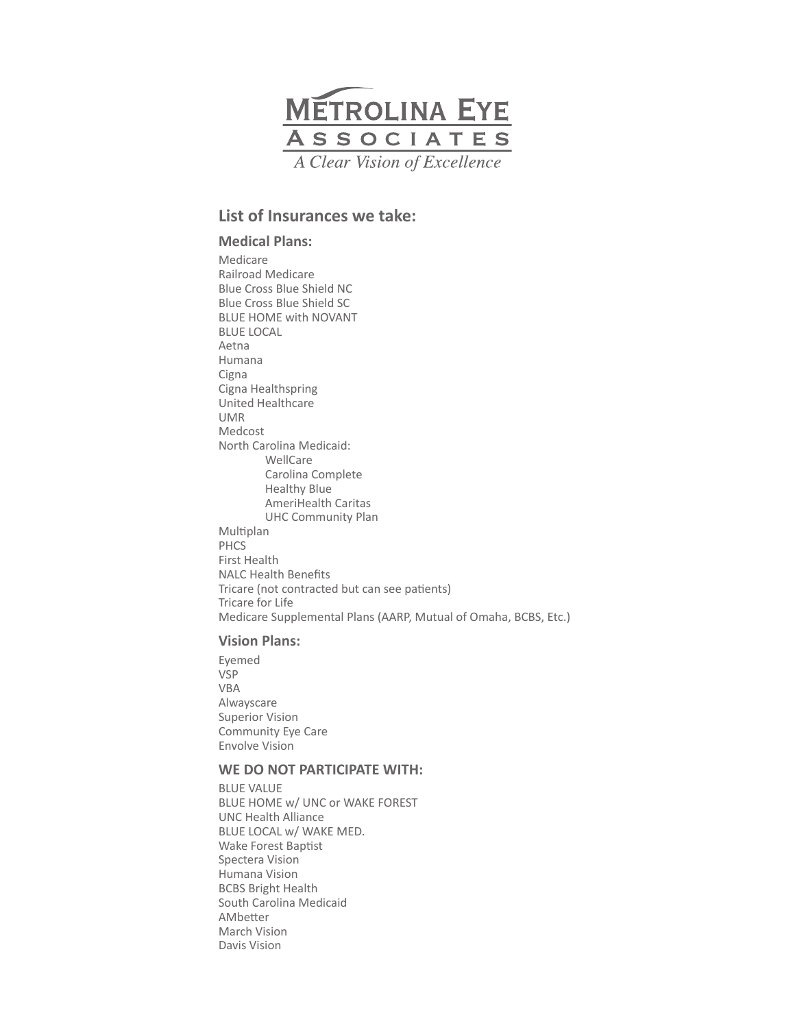# METROLINA EYE ASSOCIATES

*A Clear Vision of Excellence*

## List of Insurances we take:

### Medical Plans:

Medicare
Railroad Medicare
Blue Cross Blue Shield NC
Blue Cross Blue Shield SC
BLUE HOME with NOVANT
BLUE LOCAL
Aetna
Humana
Cigna
Cigna Healthspring
United Healthcare
UMR
Medcost
North Carolina Medicaid:

- WellCare
- Carolina Complete
- Healthy Blue
- AmeriHealth Caritas
- UHC Community Plan

Multiplan
PHCS
First Health
NALC Health Benefits
Tricare (not contracted but can see patients)
Tricare for Life
Medicare Supplemental Plans (AARP, Mutual of Omaha, BCBS, Etc.)

### Vision Plans:

Eyemed
VSP
VBA
Alwayscare
Superior Vision
Community Eye Care
Envolve Vision

### WE DO NOT PARTICIPATE WITH:

BLUE VALUE
BLUE HOME w/ UNC or WAKE FOREST
UNC Health Alliance
BLUE LOCAL w/ WAKE MED.
Wake Forest Baptist
Spectera Vision
Humana Vision
BCBS Bright Health
South Carolina Medicaid
AMbetter
March Vision
Davis Vision